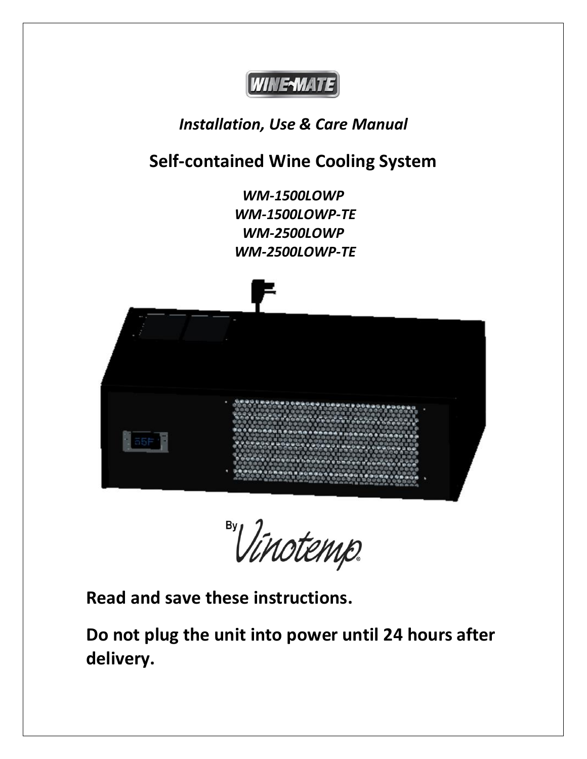WINE-MATE

*Installation, Use & Care Manual*

# Self-contained Wine Cooling System

*WM-1500LOWP*
*WM-1500LOWP-TE*
*WM-2500LOWP*
*WM-2500LOWP-TE*

By Vinotemp

**Read and save these instructions.**

**Do not plug the unit into power until 24 hours after delivery.**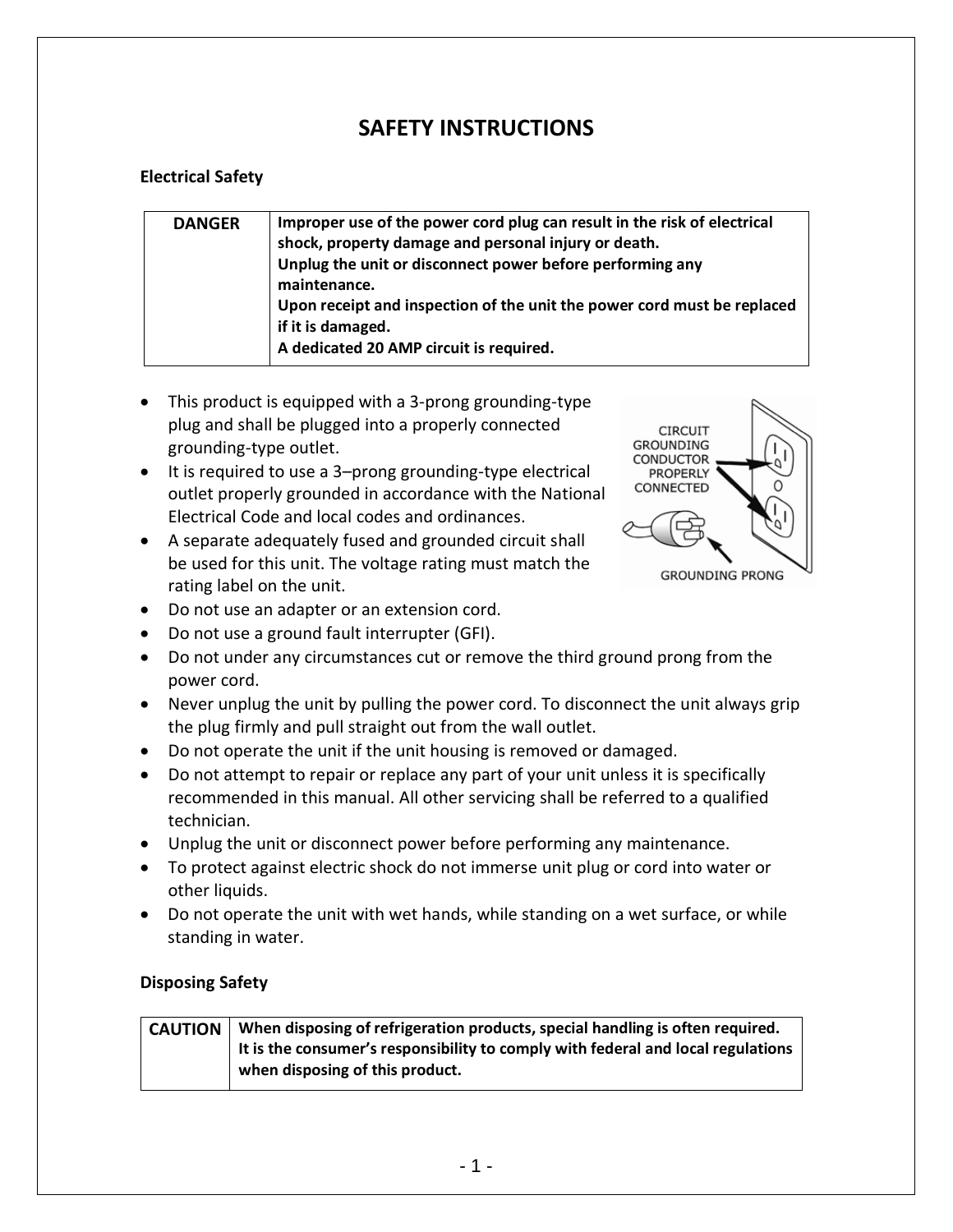# SAFETY INSTRUCTIONS

### Electrical Safety

| DANGER | **Improper use of the power cord plug can result in the risk of electrical shock, property damage and personal injury or death.** **Unplug the unit or disconnect power before performing any maintenance.** **Upon receipt and inspection of the unit the power cord must be replaced if it is damaged.** **A dedicated 20 AMP circuit is required.** |
|---|---|

- This product is equipped with a 3-prong grounding-type plug and shall be plugged into a properly connected grounding-type outlet.
- It is required to use a 3–prong grounding-type electrical outlet properly grounded in accordance with the National Electrical Code and local codes and ordinances.
- A separate adequately fused and grounded circuit shall be used for this unit. The voltage rating must match the rating label on the unit.
- Do not use an adapter or an extension cord.
- Do not use a ground fault interrupter (GFI).
- Do not under any circumstances cut or remove the third ground prong from the power cord.
- Never unplug the unit by pulling the power cord. To disconnect the unit always grip the plug firmly and pull straight out from the wall outlet.
- Do not operate the unit if the unit housing is removed or damaged.
- Do not attempt to repair or replace any part of your unit unless it is specifically recommended in this manual. All other servicing shall be referred to a qualified technician.
- Unplug the unit or disconnect power before performing any maintenance.
- To protect against electric shock do not immerse unit plug or cord into water or other liquids.
- Do not operate the unit with wet hands, while standing on a wet surface, or while standing in water.

### Disposing Safety

| CAUTION | **When disposing of refrigeration products, special handling is often required. It is the consumer's responsibility to comply with federal and local regulations when disposing of this product.** |
|---|---|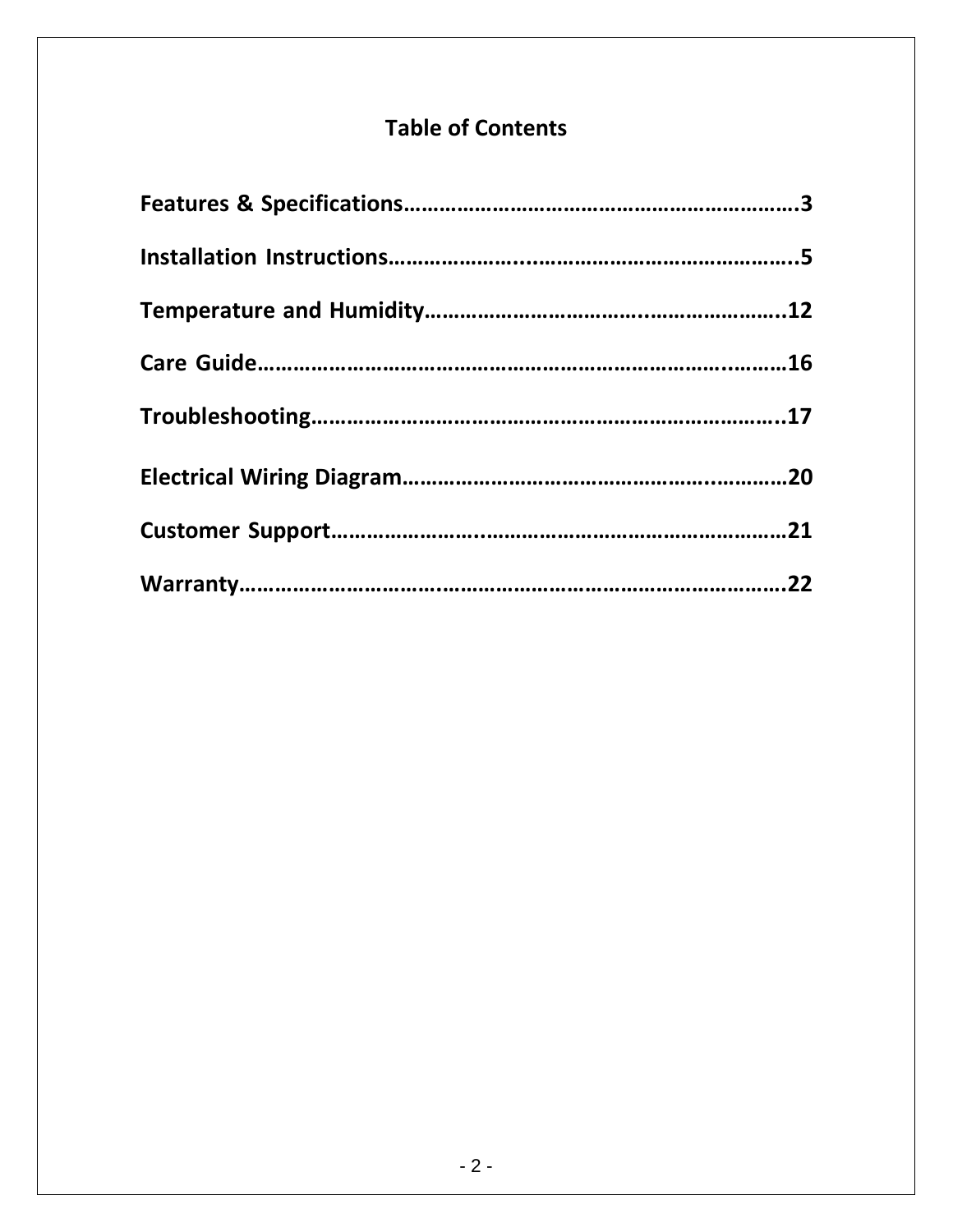# Table of Contents

**Features & Specifications……………………………………………………….3**

**Installation Instructions………………..……………………………………..5**

**Temperature and Humidity…………………………..…………………..12**

**Care Guide…………………………………………………………………..………16**

**Troubleshooting…………………………………………………………………..17**

**Electrical Wiring Diagram………………………………………..…………20**

**Customer Support…………………..………………………………………….21**

**Warranty……………………………..………………………………………………22**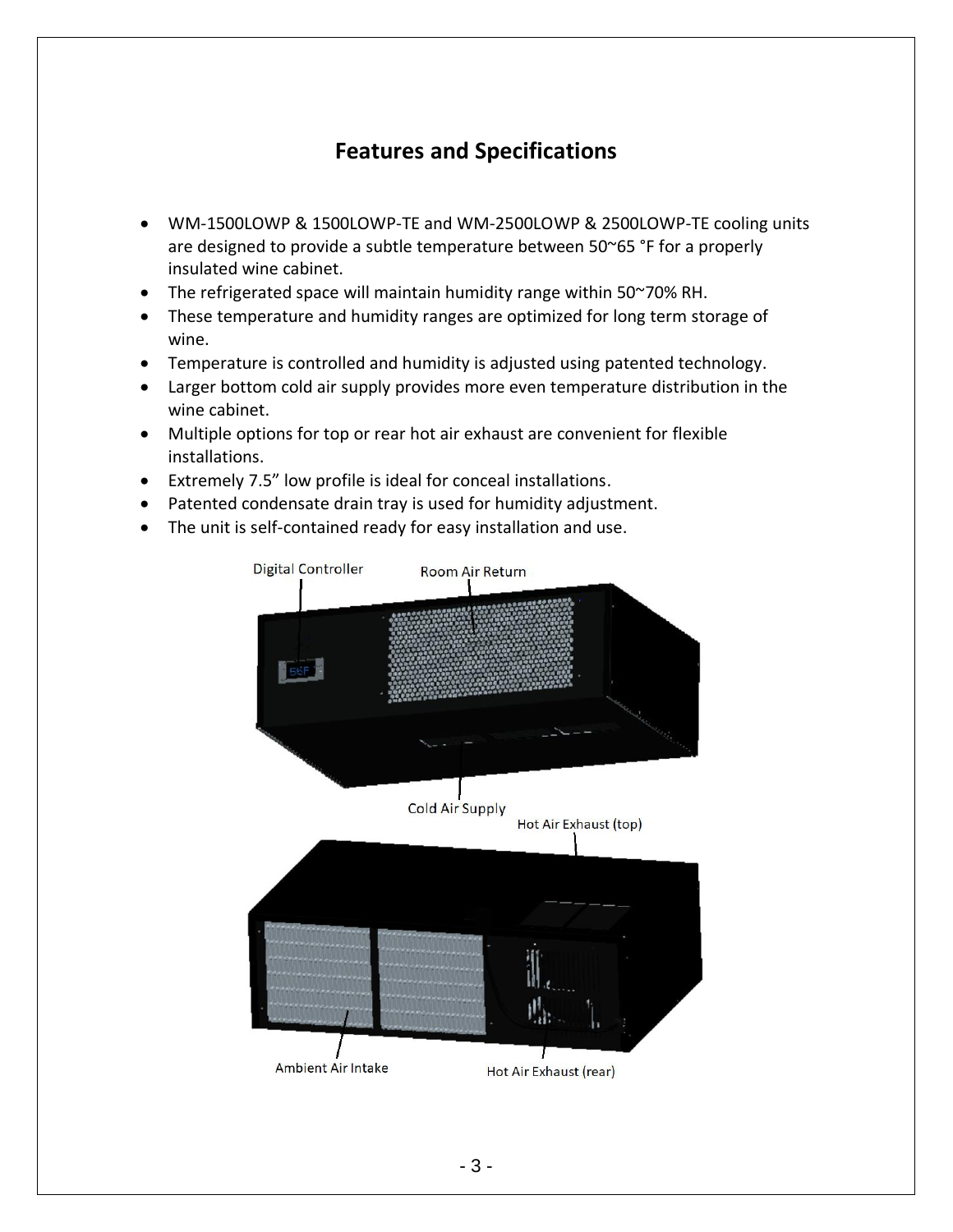# Features and Specifications

- WM-1500LOWP & 1500LOWP-TE and WM-2500LOWP & 2500LOWP-TE cooling units are designed to provide a subtle temperature between 50~65 °F for a properly insulated wine cabinet.
- The refrigerated space will maintain humidity range within 50~70% RH.
- These temperature and humidity ranges are optimized for long term storage of wine.
- Temperature is controlled and humidity is adjusted using patented technology.
- Larger bottom cold air supply provides more even temperature distribution in the wine cabinet.
- Multiple options for top or rear hot air exhaust are convenient for flexible installations.
- Extremely 7.5" low profile is ideal for conceal installations.
- Patented condensate drain tray is used for humidity adjustment.
- The unit is self-contained ready for easy installation and use.

Digital Controller

Room Air Return

Cold Air Supply

Hot Air Exhaust (top)

Ambient Air Intake

Hot Air Exhaust (rear)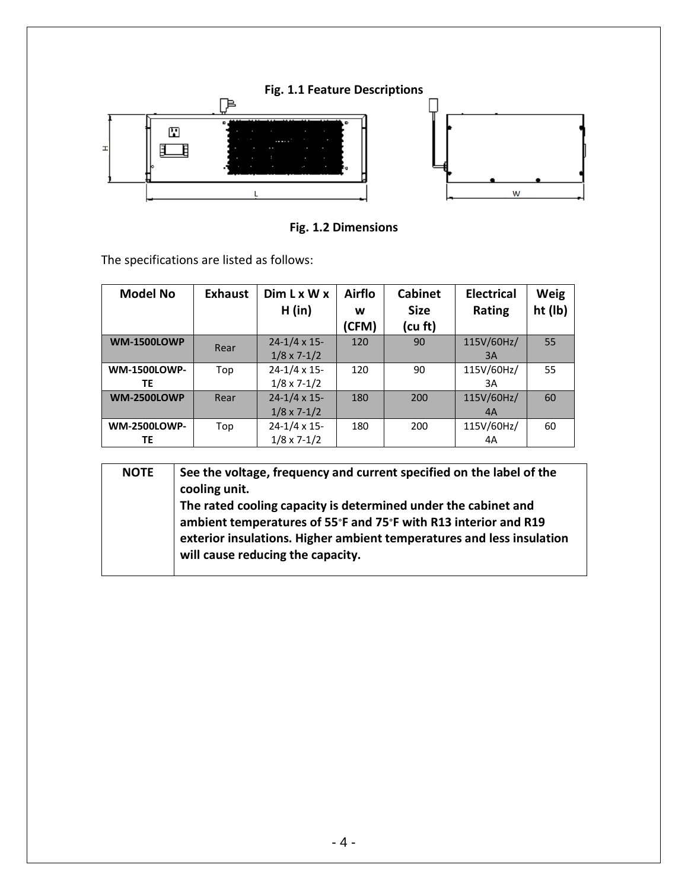**Fig. 1.1 Feature Descriptions**

**Fig. 1.2 Dimensions**

The specifications are listed as follows:

| Model No | Exhaust | Dim L x W x H (in) | Airflow (CFM) | Cabinet Size (cu ft) | Electrical Rating | Weight (lb) |
|---|---|---|---|---|---|---|
| **WM-1500LOWP** | Rear | 24-1/4 x 15-1/8 x 7-1/2 | 120 | 90 | 115V/60Hz/3A | 55 |
| **WM-1500LOWP-TE** | Top | 24-1/4 x 15-1/8 x 7-1/2 | 120 | 90 | 115V/60Hz/3A | 55 |
| **WM-2500LOWP** | Rear | 24-1/4 x 15-1/8 x 7-1/2 | 180 | 200 | 115V/60Hz/4A | 60 |
| **WM-2500LOWP-TE** | Top | 24-1/4 x 15-1/8 x 7-1/2 | 180 | 200 | 115V/60Hz/4A | 60 |

| NOTE | See the voltage, frequency and current specified on the label of the cooling unit. The rated cooling capacity is determined under the cabinet and ambient temperatures of 55°F and 75°F with R13 interior and R19 exterior insulations. Higher ambient temperatures and less insulation will cause reducing the capacity. |
|---|---|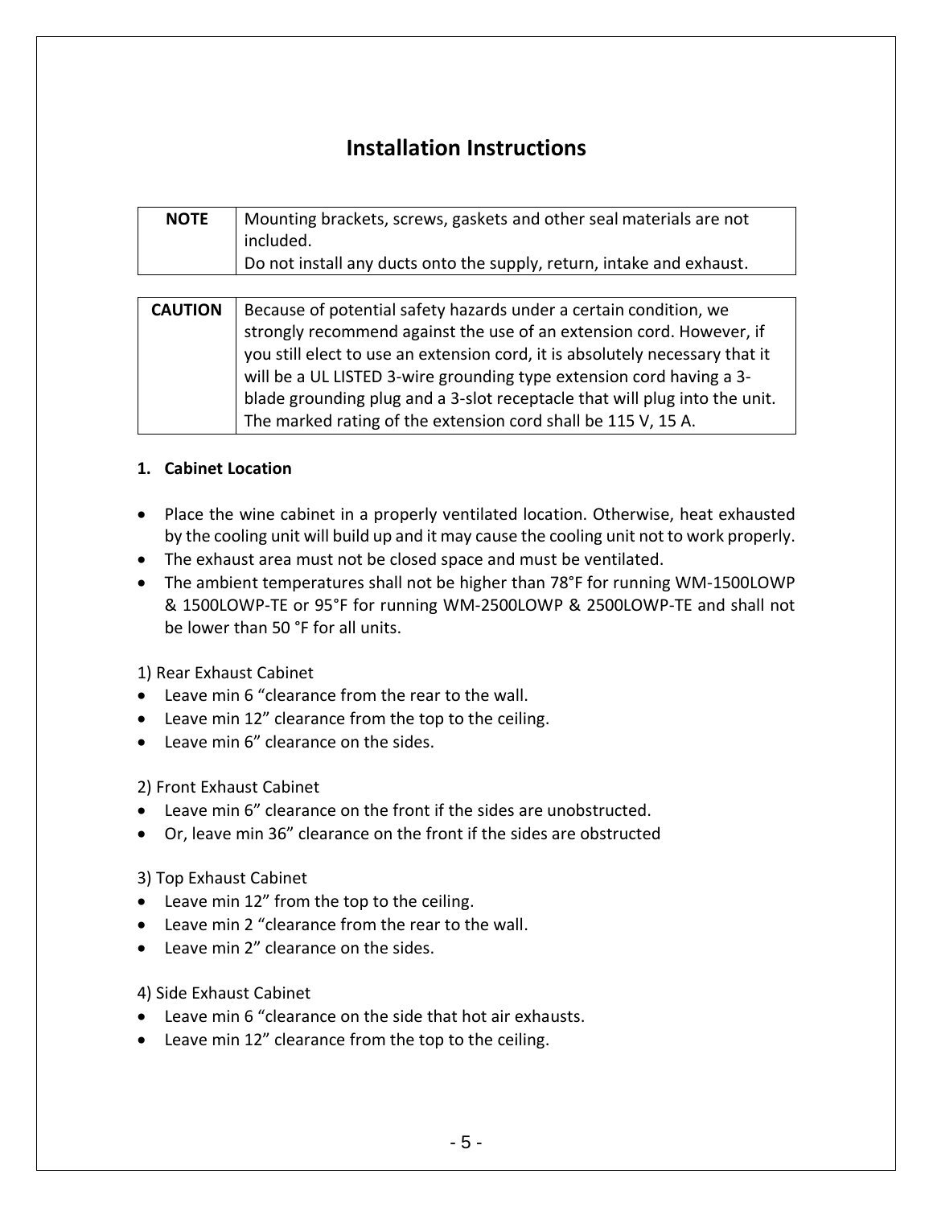# Installation Instructions

| NOTE | Mounting brackets, screws, gaskets and other seal materials are not included.<br>Do not install any ducts onto the supply, return, intake and exhaust. |
| --- | --- |

| CAUTION | Because of potential safety hazards under a certain condition, we strongly recommend against the use of an extension cord. However, if you still elect to use an extension cord, it is absolutely necessary that it will be a UL LISTED 3-wire grounding type extension cord having a 3-blade grounding plug and a 3-slot receptacle that will plug into the unit. The marked rating of the extension cord shall be 115 V, 15 A. |
| --- | --- |

**1. Cabinet Location**

- Place the wine cabinet in a properly ventilated location. Otherwise, heat exhausted by the cooling unit will build up and it may cause the cooling unit not to work properly.
- The exhaust area must not be closed space and must be ventilated.
- The ambient temperatures shall not be higher than 78°F for running WM-1500LOWP & 1500LOWP-TE or 95°F for running WM-2500LOWP & 2500LOWP-TE and shall not be lower than 50 °F for all units.

1) Rear Exhaust Cabinet

- Leave min 6 "clearance from the rear to the wall.
- Leave min 12" clearance from the top to the ceiling.
- Leave min 6" clearance on the sides.

2) Front Exhaust Cabinet

- Leave min 6" clearance on the front if the sides are unobstructed.
- Or, leave min 36" clearance on the front if the sides are obstructed

3) Top Exhaust Cabinet

- Leave min 12" from the top to the ceiling.
- Leave min 2 "clearance from the rear to the wall.
- Leave min 2" clearance on the sides.

4) Side Exhaust Cabinet

- Leave min 6 "clearance on the side that hot air exhausts.
- Leave min 12" clearance from the top to the ceiling.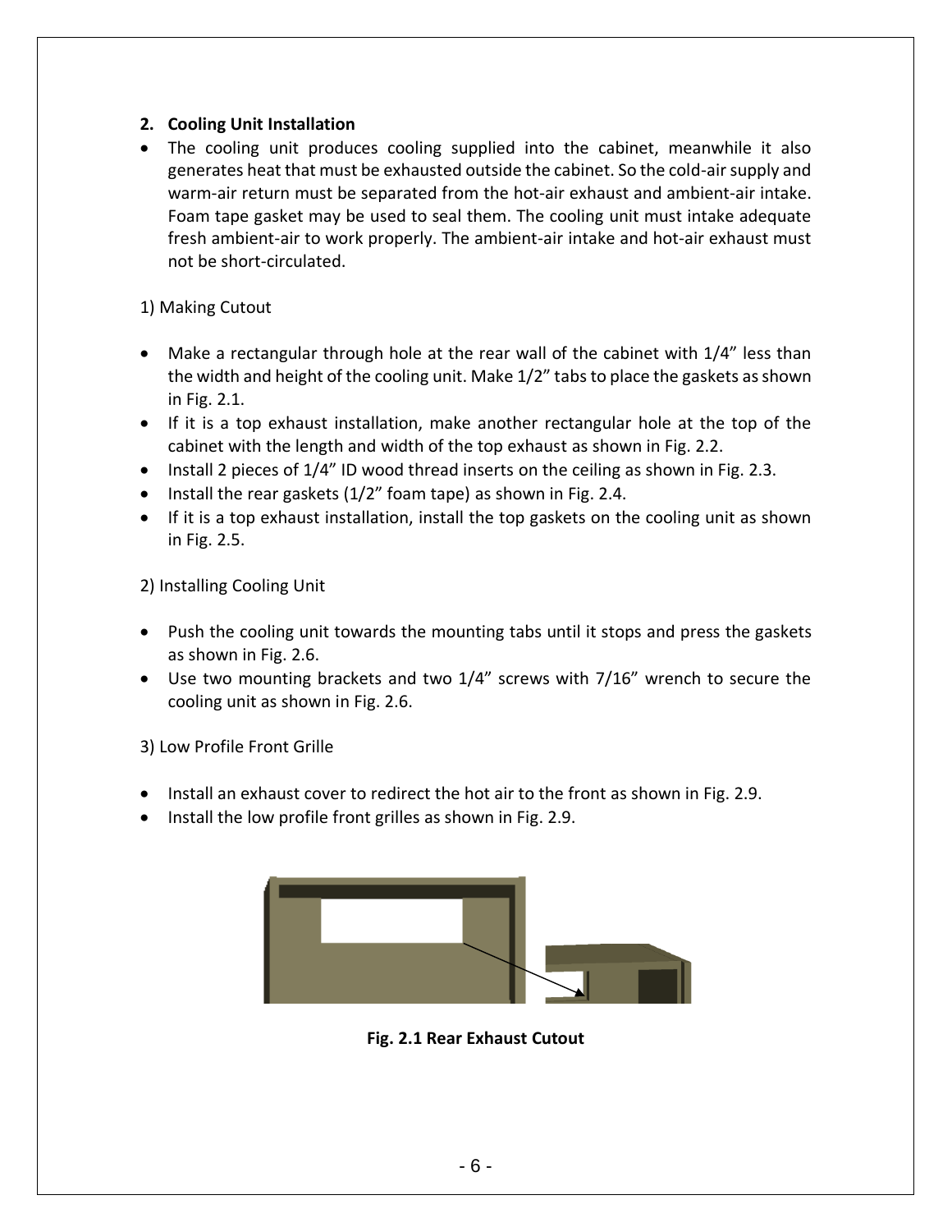## 2. Cooling Unit Installation

- The cooling unit produces cooling supplied into the cabinet, meanwhile it also generates heat that must be exhausted outside the cabinet. So the cold-air supply and warm-air return must be separated from the hot-air exhaust and ambient-air intake. Foam tape gasket may be used to seal them. The cooling unit must intake adequate fresh ambient-air to work properly. The ambient-air intake and hot-air exhaust must not be short-circulated.

1) Making Cutout

- Make a rectangular through hole at the rear wall of the cabinet with 1/4" less than the width and height of the cooling unit. Make 1/2" tabs to place the gaskets as shown in Fig. 2.1.
- If it is a top exhaust installation, make another rectangular hole at the top of the cabinet with the length and width of the top exhaust as shown in Fig. 2.2.
- Install 2 pieces of 1/4" ID wood thread inserts on the ceiling as shown in Fig. 2.3.
- Install the rear gaskets (1/2" foam tape) as shown in Fig. 2.4.
- If it is a top exhaust installation, install the top gaskets on the cooling unit as shown in Fig. 2.5.

2) Installing Cooling Unit

- Push the cooling unit towards the mounting tabs until it stops and press the gaskets as shown in Fig. 2.6.
- Use two mounting brackets and two 1/4" screws with 7/16" wrench to secure the cooling unit as shown in Fig. 2.6.

3) Low Profile Front Grille

- Install an exhaust cover to redirect the hot air to the front as shown in Fig. 2.9.
- Install the low profile front grilles as shown in Fig. 2.9.

**Fig. 2.1 Rear Exhaust Cutout**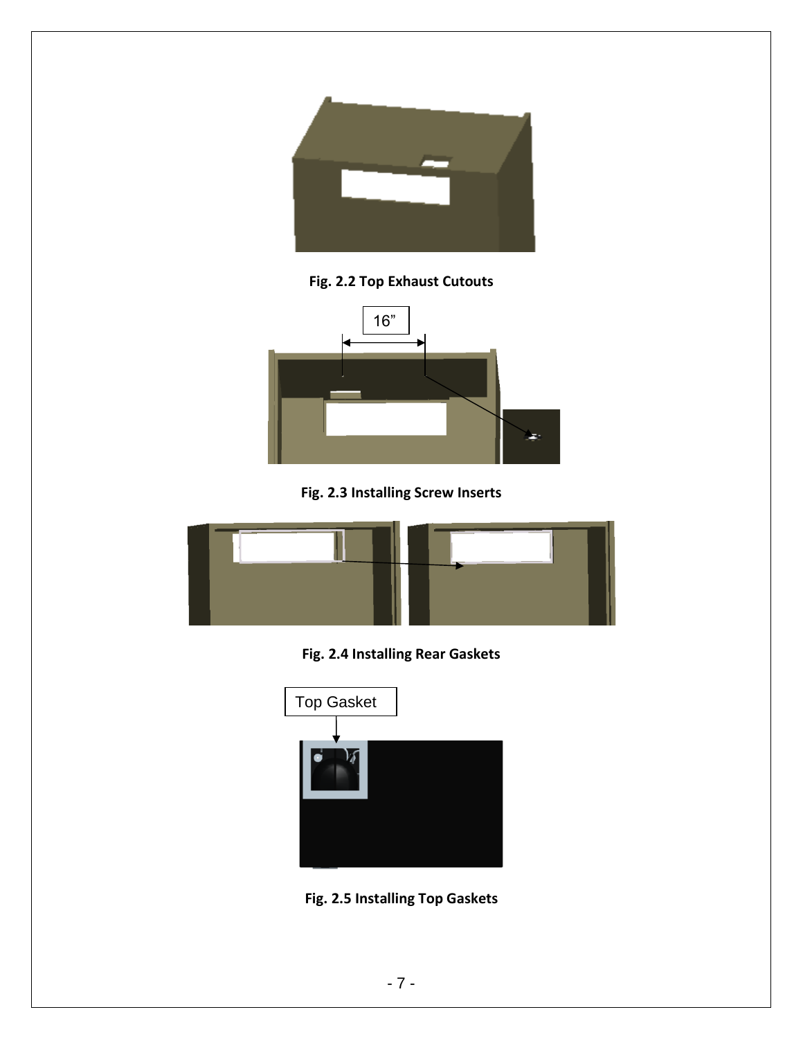Fig. 2.2 Top Exhaust Cutouts

16”

Fig. 2.3 Installing Screw Inserts

Fig. 2.4 Installing Rear Gaskets

Top Gasket

Fig. 2.5 Installing Top Gaskets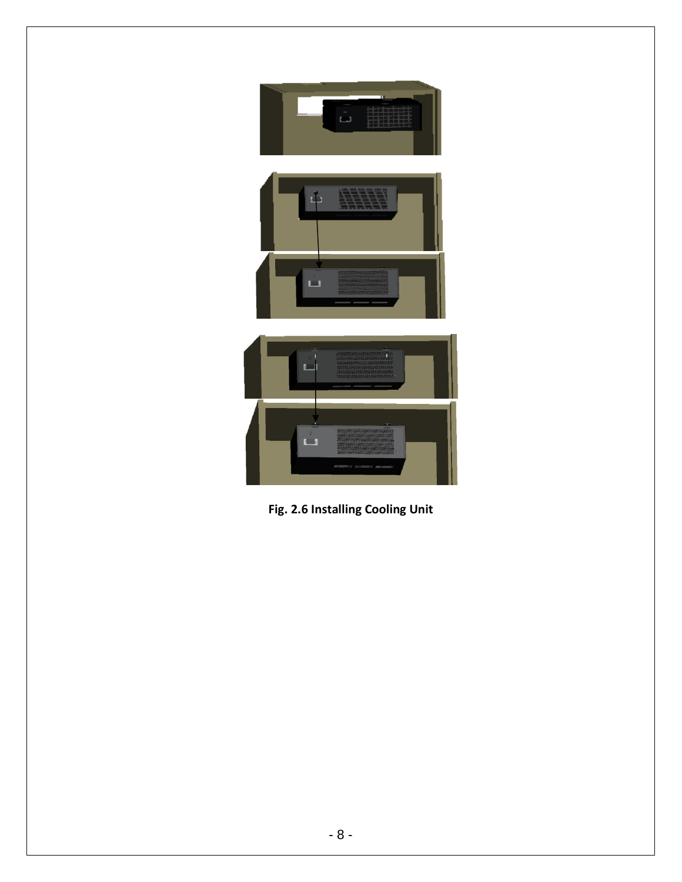**Fig. 2.6 Installing Cooling Unit**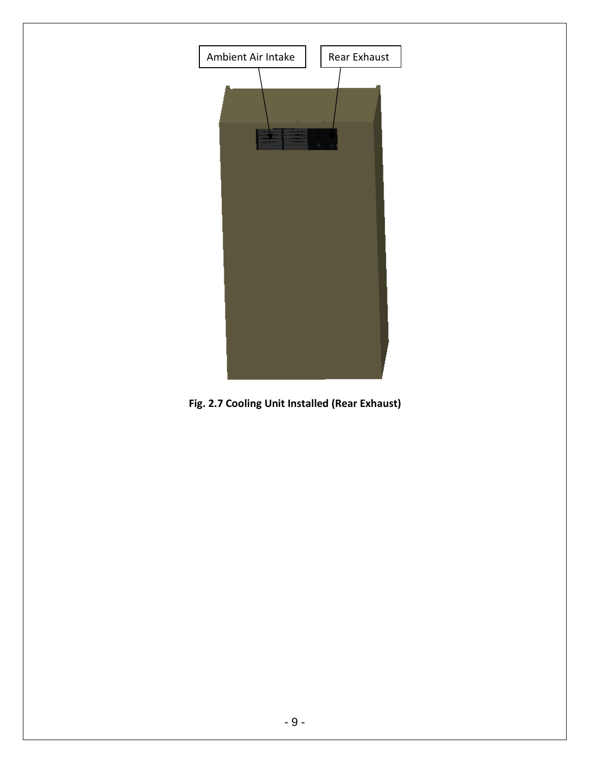Ambient Air Intake

Rear Exhaust

**Fig. 2.7 Cooling Unit Installed (Rear Exhaust)**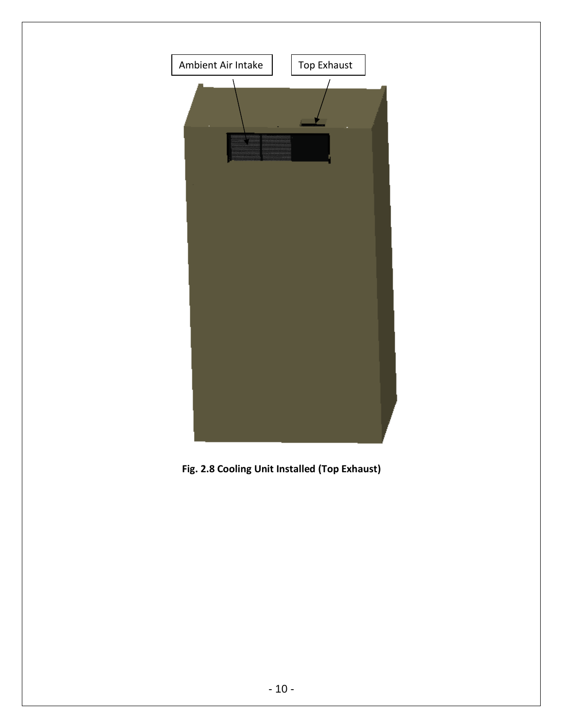Ambient Air Intake

Top Exhaust

**Fig. 2.8 Cooling Unit Installed (Top Exhaust)**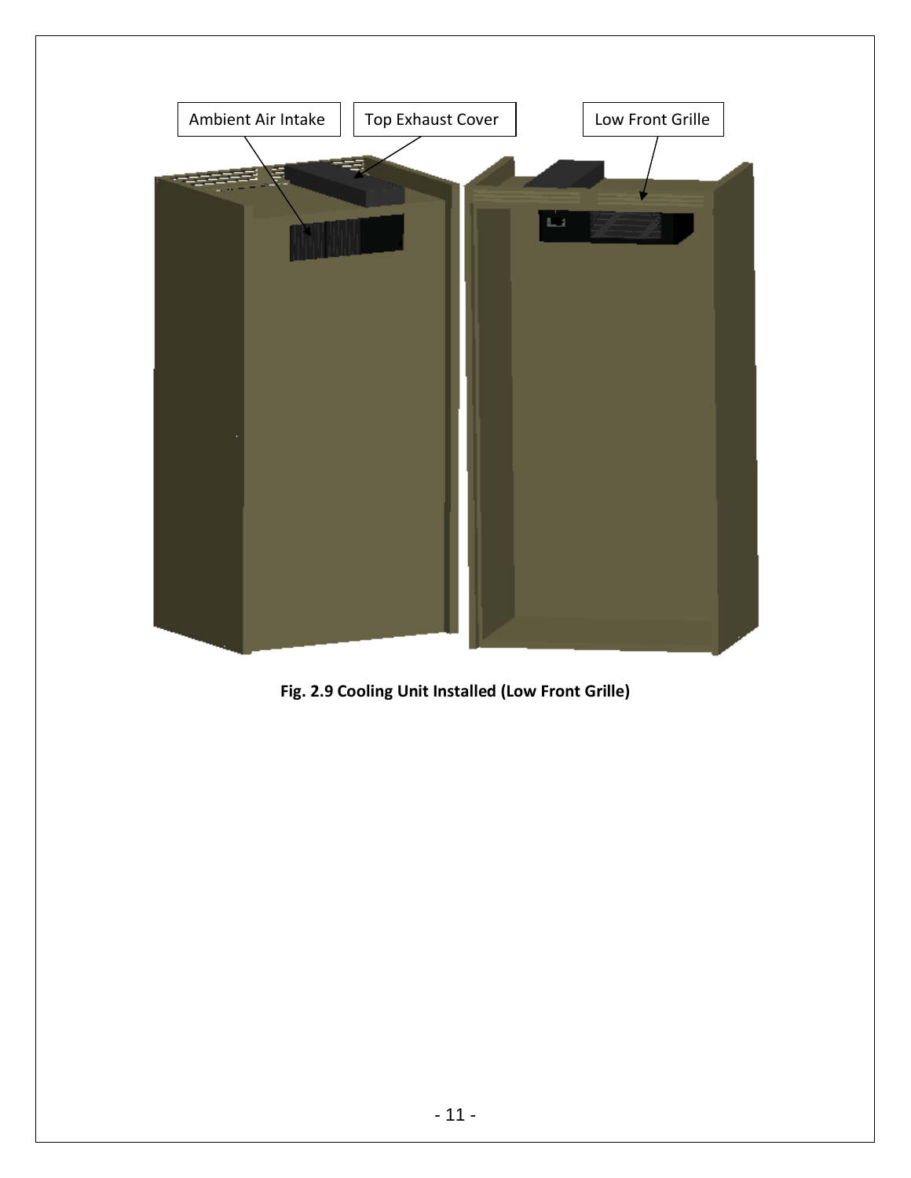Ambient Air Intake

Top Exhaust Cover

Low Front Grille

**Fig. 2.9 Cooling Unit Installed (Low Front Grille)**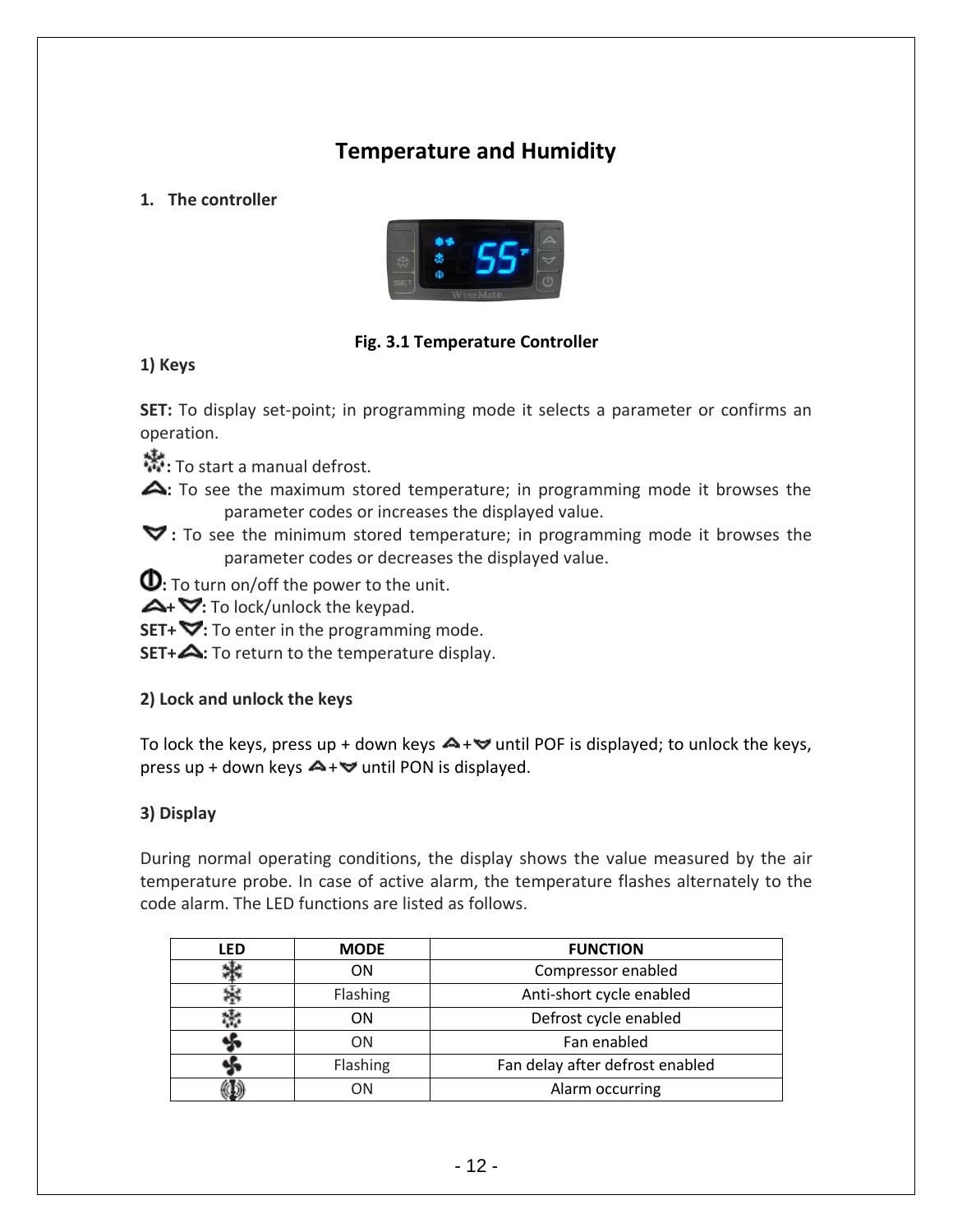# Temperature and Humidity

## 1. The controller

**Fig. 3.1 Temperature Controller**

### 1) Keys

**SET:** To display set-point; in programming mode it selects a parameter or confirms an operation.

**❄:** To start a manual defrost.

**⌃:** To see the maximum stored temperature; in programming mode it browses the parameter codes or increases the displayed value.

**⌄ :** To see the minimum stored temperature; in programming mode it browses the parameter codes or decreases the displayed value.

**⏻:** To turn on/off the power to the unit.

**⌃+ ⌄:** To lock/unlock the keypad.

**SET+ ⌄:** To enter in the programming mode.

**SET+⌃:** To return to the temperature display.

### 2) Lock and unlock the keys

To lock the keys, press up + down keys ⌃+⌄ until POF is displayed; to unlock the keys, press up + down keys ⌃+⌄ until PON is displayed.

### 3) Display

During normal operating conditions, the display shows the value measured by the air temperature probe. In case of active alarm, the temperature flashes alternately to the code alarm. The LED functions are listed as follows.

| LED | MODE | FUNCTION |
|---|---|---|
| ❄ | ON | Compressor enabled |
| ❄ | Flashing | Anti-short cycle enabled |
| ❄ | ON | Defrost cycle enabled |
| Fan | ON | Fan enabled |
| Fan | Flashing | Fan delay after defrost enabled |
| Alarm | ON | Alarm occurring |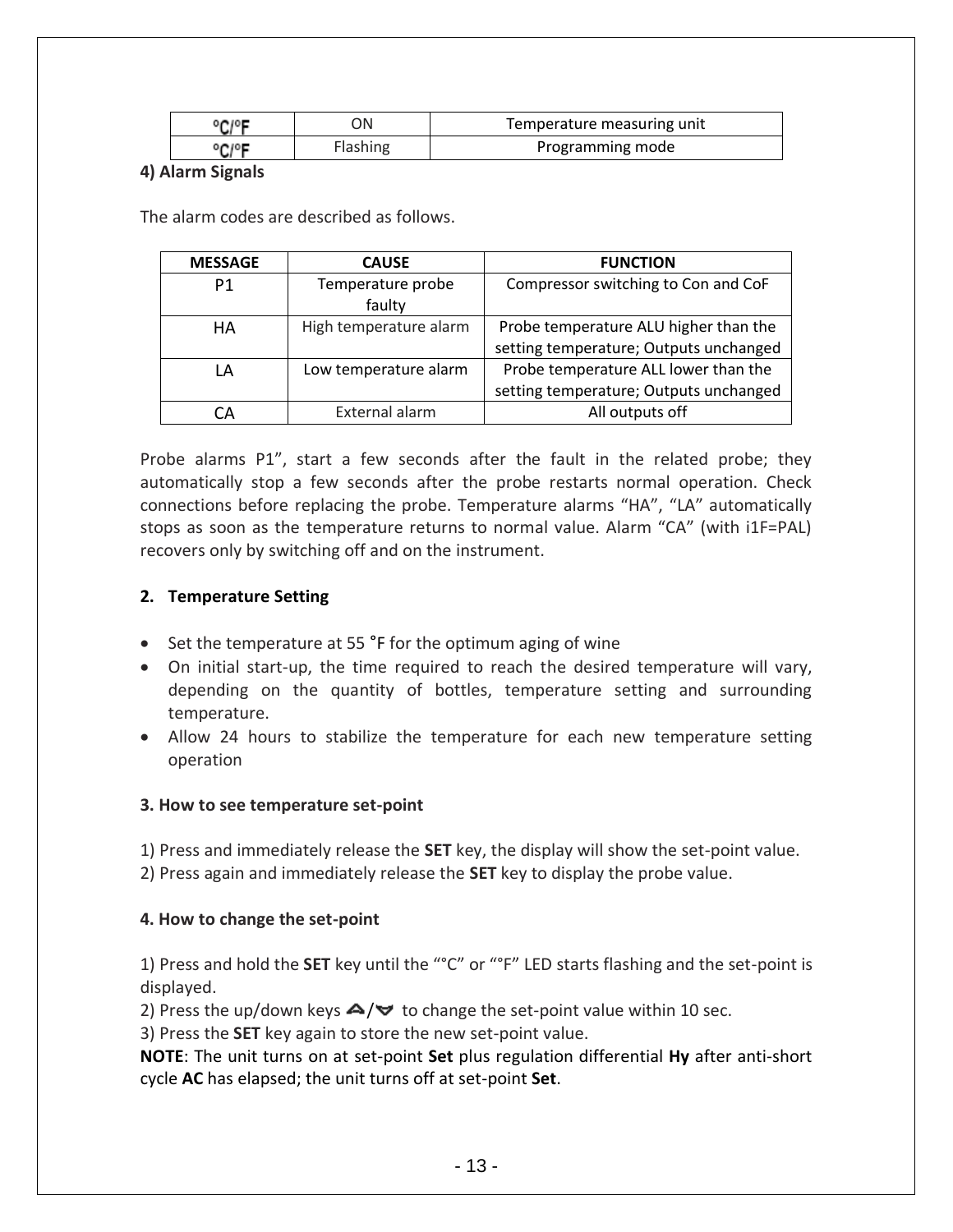| °C/°F | ON | Temperature measuring unit |
| --- | --- | --- |
| °C/°F | Flashing | Programming mode |

**4) Alarm Signals**

The alarm codes are described as follows.

| MESSAGE | CAUSE | FUNCTION |
| --- | --- | --- |
| P1 | Temperature probe faulty | Compressor switching to Con and CoF |
| HA | High temperature alarm | Probe temperature ALU higher than the setting temperature; Outputs unchanged |
| LA | Low temperature alarm | Probe temperature ALL lower than the setting temperature; Outputs unchanged |
| CA | External alarm | All outputs off |

Probe alarms P1", start a few seconds after the fault in the related probe; they automatically stop a few seconds after the probe restarts normal operation. Check connections before replacing the probe. Temperature alarms "HA", "LA" automatically stops as soon as the temperature returns to normal value. Alarm "CA" (with i1F=PAL) recovers only by switching off and on the instrument.

**2. Temperature Setting**

- Set the temperature at 55 °F for the optimum aging of wine
- On initial start-up, the time required to reach the desired temperature will vary, depending on the quantity of bottles, temperature setting and surrounding temperature.
- Allow 24 hours to stabilize the temperature for each new temperature setting operation

**3. How to see temperature set-point**

1) Press and immediately release the **SET** key, the display will show the set-point value.
2) Press again and immediately release the **SET** key to display the probe value.

**4. How to change the set-point**

1) Press and hold the **SET** key until the "°C" or "°F" LED starts flashing and the set-point is displayed.
2) Press the up/down keys ▲/▼ to change the set-point value within 10 sec.
3) Press the **SET** key again to store the new set-point value.
**NOTE**: The unit turns on at set-point **Set** plus regulation differential **Hy** after anti-short cycle **AC** has elapsed; the unit turns off at set-point **Set**.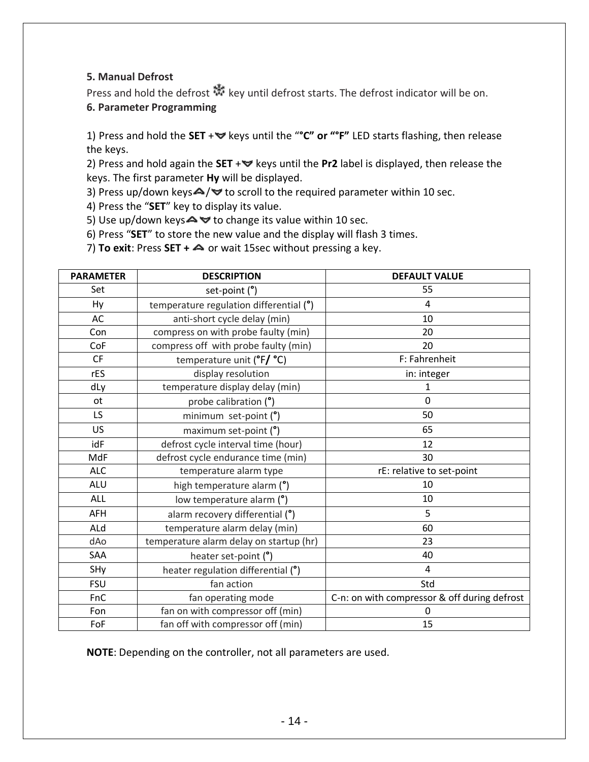**5. Manual Defrost**

Press and hold the defrost ❄ key until defrost starts. The defrost indicator will be on.

**6. Parameter Programming**

1) Press and hold the **SET** + ▼ keys until the "**°C" or "°F"** LED starts flashing, then release the keys.
2) Press and hold again the **SET** + ▼ keys until the **Pr2** label is displayed, then release the keys. The first parameter **Hy** will be displayed.
3) Press up/down keys ▲/▼ to scroll to the required parameter within 10 sec.
4) Press the "**SET**" key to display its value.
5) Use up/down keys ▲ ▼ to change its value within 10 sec.
6) Press "**SET**" to store the new value and the display will flash 3 times.
7) **To exit**: Press **SET +** ▲ or wait 15sec without pressing a key.

| PARAMETER | DESCRIPTION | DEFAULT VALUE |
|---|---|---|
| Set | set-point (°) | 55 |
| Hy | temperature regulation differential (°) | 4 |
| AC | anti-short cycle delay (min) | 10 |
| Con | compress on with probe faulty (min) | 20 |
| CoF | compress off with probe faulty (min) | 20 |
| CF | temperature unit (°F/ °C) | F: Fahrenheit |
| rES | display resolution | in: integer |
| dLy | temperature display delay (min) | 1 |
| ot | probe calibration (°) | 0 |
| LS | minimum set-point (°) | 50 |
| US | maximum set-point (°) | 65 |
| idF | defrost cycle interval time (hour) | 12 |
| MdF | defrost cycle endurance time (min) | 30 |
| ALC | temperature alarm type | rE: relative to set-point |
| ALU | high temperature alarm (°) | 10 |
| ALL | low temperature alarm (°) | 10 |
| AFH | alarm recovery differential (°) | 5 |
| ALd | temperature alarm delay (min) | 60 |
| dAo | temperature alarm delay on startup (hr) | 23 |
| SAA | heater set-point (°) | 40 |
| SHy | heater regulation differential (°) | 4 |
| FSU | fan action | Std |
| FnC | fan operating mode | C-n: on with compressor & off during defrost |
| Fon | fan on with compressor off (min) | 0 |
| FoF | fan off with compressor off (min) | 15 |

**NOTE**: Depending on the controller, not all parameters are used.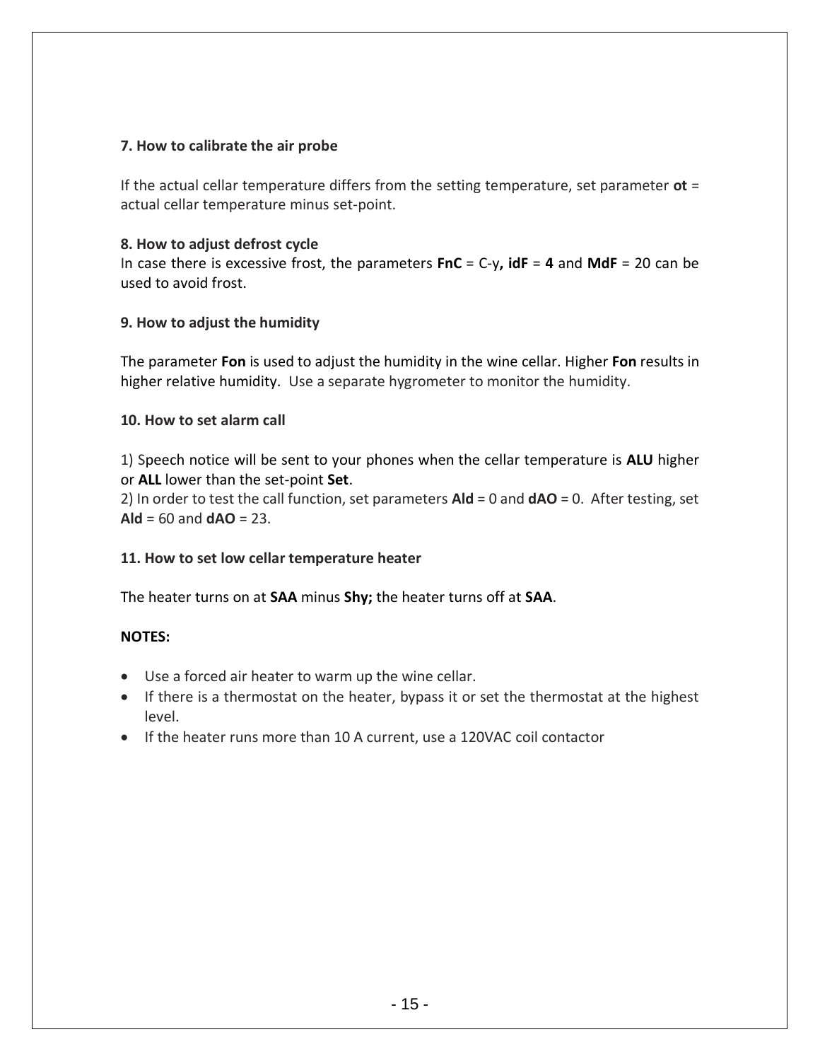**7. How to calibrate the air probe**

If the actual cellar temperature differs from the setting temperature, set parameter **ot** = actual cellar temperature minus set-point.

**8. How to adjust defrost cycle**

In case there is excessive frost, the parameters **FnC** = C-y**, idF** = **4** and **MdF** = 20 can be used to avoid frost.

**9. How to adjust the humidity**

The parameter **Fon** is used to adjust the humidity in the wine cellar. Higher **Fon** results in higher relative humidity. Use a separate hygrometer to monitor the humidity.

**10. How to set alarm call**

1) Speech notice will be sent to your phones when the cellar temperature is **ALU** higher or **ALL** lower than the set-point **Set**.
2) In order to test the call function, set parameters **Ald** = 0 and **dAO** = 0. After testing, set **Ald** = 60 and **dAO** = 23.

**11. How to set low cellar temperature heater**

The heater turns on at **SAA** minus **Shy;** the heater turns off at **SAA**.

**NOTES:**

- Use a forced air heater to warm up the wine cellar.
- If there is a thermostat on the heater, bypass it or set the thermostat at the highest level.
- If the heater runs more than 10 A current, use a 120VAC coil contactor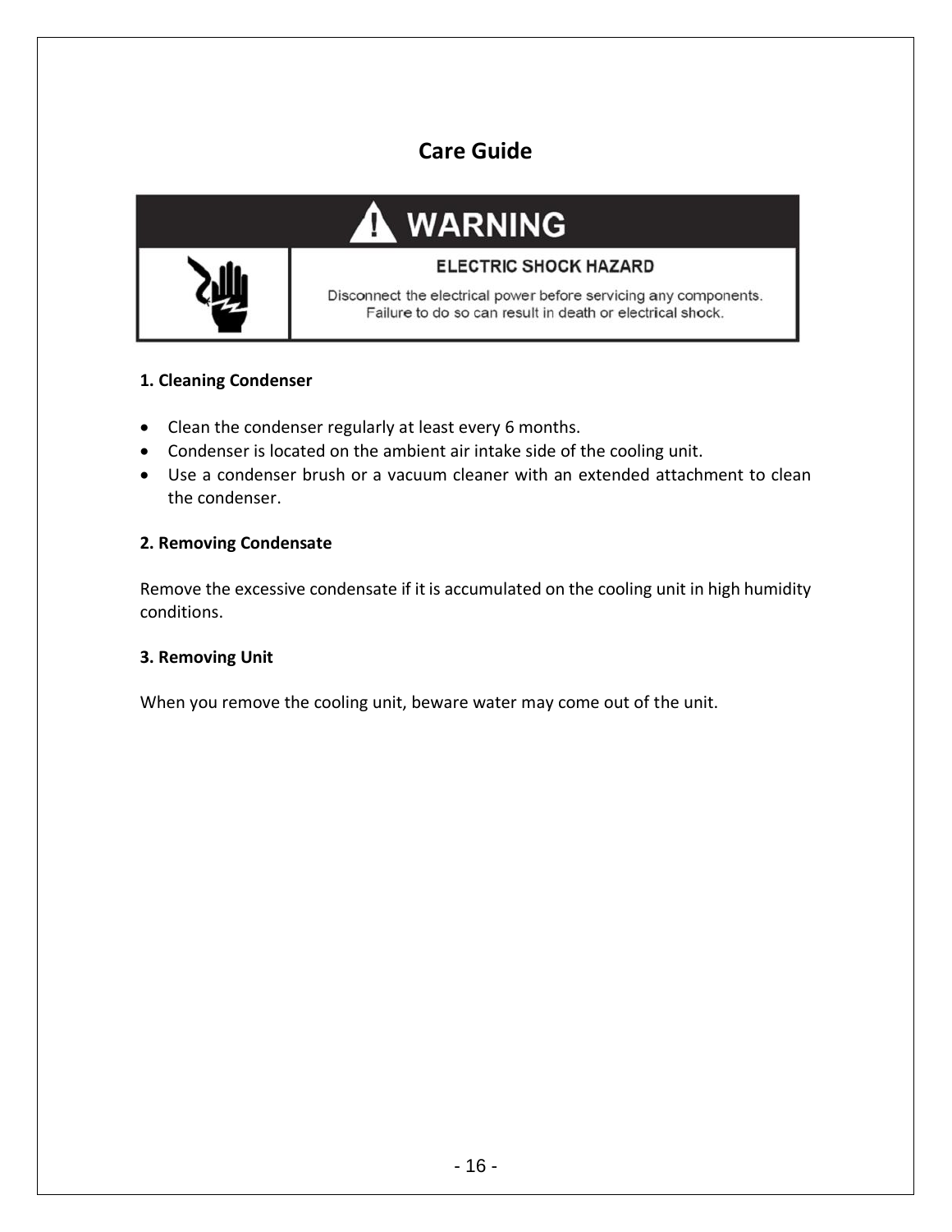# Care Guide

**WARNING**

**ELECTRIC SHOCK HAZARD**

Disconnect the electrical power before servicing any components.
Failure to do so can result in death or electrical shock.

**1. Cleaning Condenser**

- Clean the condenser regularly at least every 6 months.
- Condenser is located on the ambient air intake side of the cooling unit.
- Use a condenser brush or a vacuum cleaner with an extended attachment to clean the condenser.

**2. Removing Condensate**

Remove the excessive condensate if it is accumulated on the cooling unit in high humidity conditions.

**3. Removing Unit**

When you remove the cooling unit, beware water may come out of the unit.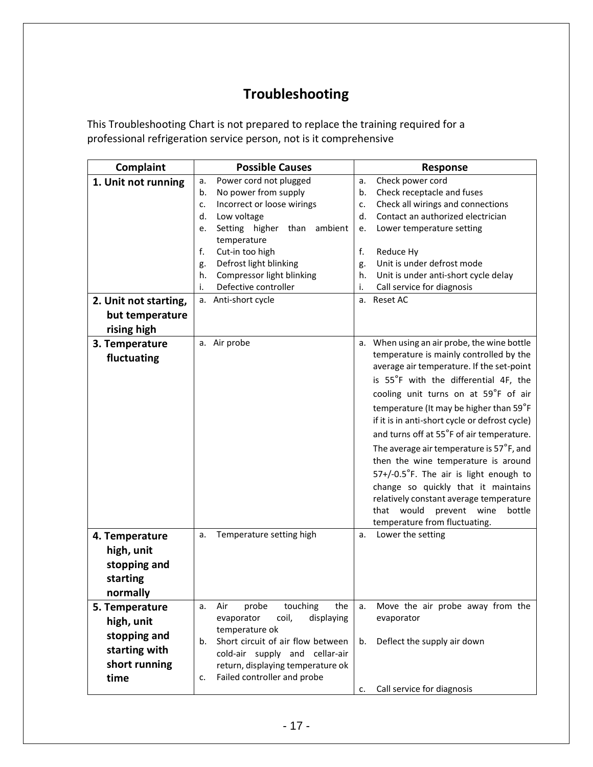# Troubleshooting

This Troubleshooting Chart is not prepared to replace the training required for a professional refrigeration service person, not is it comprehensive

| Complaint | Possible Causes | Response |
|---|---|---|
| **1. Unit not running** | a. Power cord not plugged<br>b. No power from supply<br>c. Incorrect or loose wirings<br>d. Low voltage<br>e. Setting higher than ambient temperature<br>f. Cut-in too high<br>g. Defrost light blinking<br>h. Compressor light blinking<br>i. Defective controller | a. Check power cord<br>b. Check receptacle and fuses<br>c. Check all wirings and connections<br>d. Contact an authorized electrician<br>e. Lower temperature setting<br>f. Reduce Hy<br>g. Unit is under defrost mode<br>h. Unit is under anti-short cycle delay<br>i. Call service for diagnosis |
| **2. Unit not starting, but temperature rising high** | a. Anti-short cycle | a. Reset AC |
| **3. Temperature fluctuating** | a. Air probe | a. When using an air probe, the wine bottle temperature is mainly controlled by the average air temperature. If the set-point is 55˚F with the differential 4F, the cooling unit turns on at 59˚F of air temperature (It may be higher than 59˚F if it is in anti-short cycle or defrost cycle) and turns off at 55˚F of air temperature. The average air temperature is 57˚F, and then the wine temperature is around 57+/-0.5˚F. The air is light enough to change so quickly that it maintains relatively constant average temperature that would prevent wine bottle temperature from fluctuating. |
| **4. Temperature high, unit stopping and starting normally** | a. Temperature setting high | a. Lower the setting |
| **5. Temperature high, unit stopping and starting with short running time** | a. Air probe touching the evaporator coil, displaying temperature ok<br>b. Short circuit of air flow between cold-air supply and cellar-air return, displaying temperature ok<br>c. Failed controller and probe | a. Move the air probe away from the evaporator<br>b. Deflect the supply air down<br>c. Call service for diagnosis |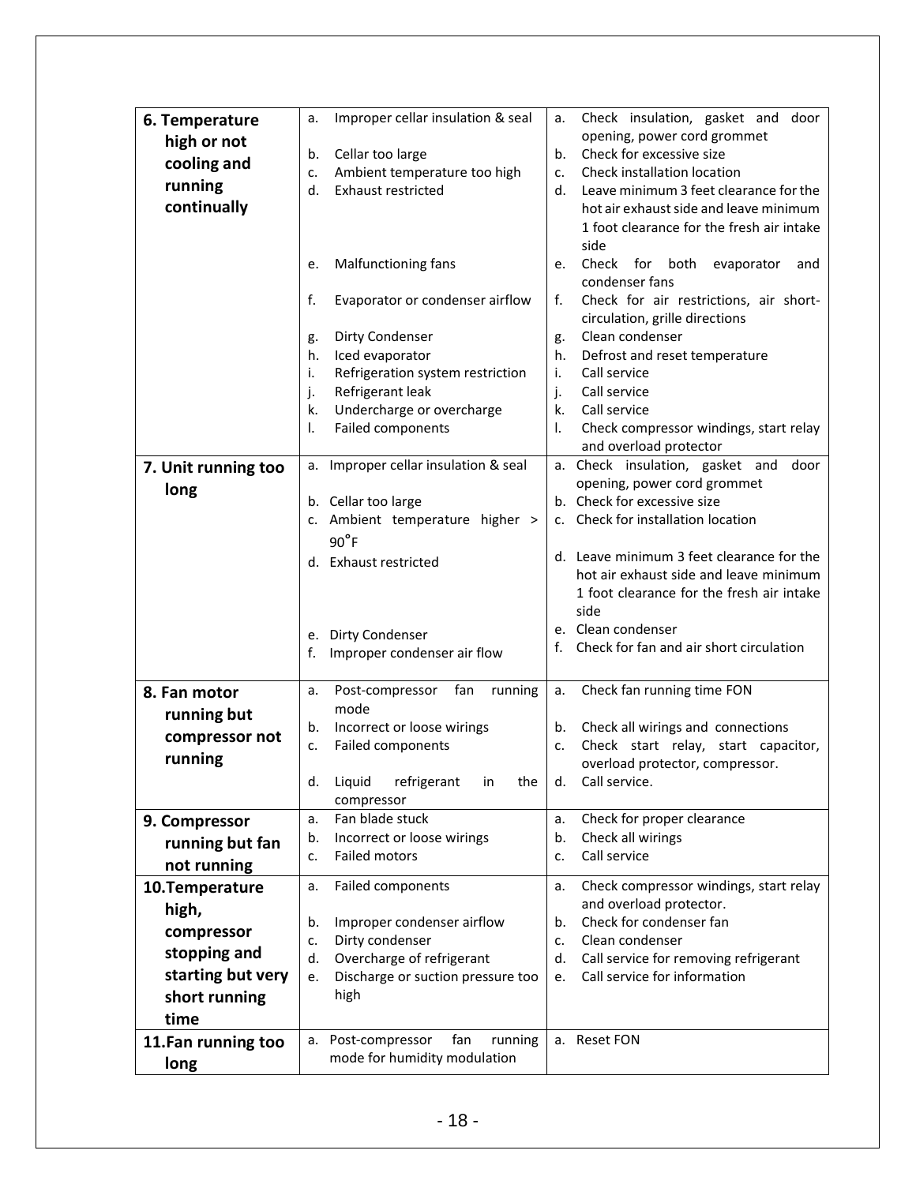| | | |
|---|---|---|
| **6. Temperature high or not cooling and running continually** | a. Improper cellar insulation & seal<br>b. Cellar too large<br>c. Ambient temperature too high<br>d. Exhaust restricted<br>e. Malfunctioning fans<br>f. Evaporator or condenser airflow<br>g. Dirty Condenser<br>h. Iced evaporator<br>i. Refrigeration system restriction<br>j. Refrigerant leak<br>k. Undercharge or overcharge<br>l. Failed components | a. Check insulation, gasket and door opening, power cord grommet<br>b. Check for excessive size<br>c. Check installation location<br>d. Leave minimum 3 feet clearance for the hot air exhaust side and leave minimum 1 foot clearance for the fresh air intake side<br>e. Check for both evaporator and condenser fans<br>f. Check for air restrictions, air short-circulation, grille directions<br>g. Clean condenser<br>h. Defrost and reset temperature<br>i. Call service<br>j. Call service<br>k. Call service<br>l. Check compressor windings, start relay and overload protector |
| **7. Unit running too long** | a. Improper cellar insulation & seal<br>b. Cellar too large<br>c. Ambient temperature higher > 90°F<br>d. Exhaust restricted<br>e. Dirty Condenser<br>f. Improper condenser air flow | a. Check insulation, gasket and door opening, power cord grommet<br>b. Check for excessive size<br>c. Check for installation location<br>d. Leave minimum 3 feet clearance for the hot air exhaust side and leave minimum 1 foot clearance for the fresh air intake side<br>e. Clean condenser<br>f. Check for fan and air short circulation |
| **8. Fan motor running but compressor not running** | a. Post-compressor fan running mode<br>b. Incorrect or loose wirings<br>c. Failed components<br>d. Liquid refrigerant in the compressor | a. Check fan running time FON<br>b. Check all wirings and connections<br>c. Check start relay, start capacitor, overload protector, compressor.<br>d. Call service. |
| **9. Compressor running but fan not running** | a. Fan blade stuck<br>b. Incorrect or loose wirings<br>c. Failed motors | a. Check for proper clearance<br>b. Check all wirings<br>c. Call service |
| **10. Temperature high, compressor stopping and starting but very short running time** | a. Failed components<br>b. Improper condenser airflow<br>c. Dirty condenser<br>d. Overcharge of refrigerant<br>e. Discharge or suction pressure too high | a. Check compressor windings, start relay and overload protector.<br>b. Check for condenser fan<br>c. Clean condenser<br>d. Call service for removing refrigerant<br>e. Call service for information |
| **11. Fan running too long** | a. Post-compressor fan running mode for humidity modulation | a. Reset FON |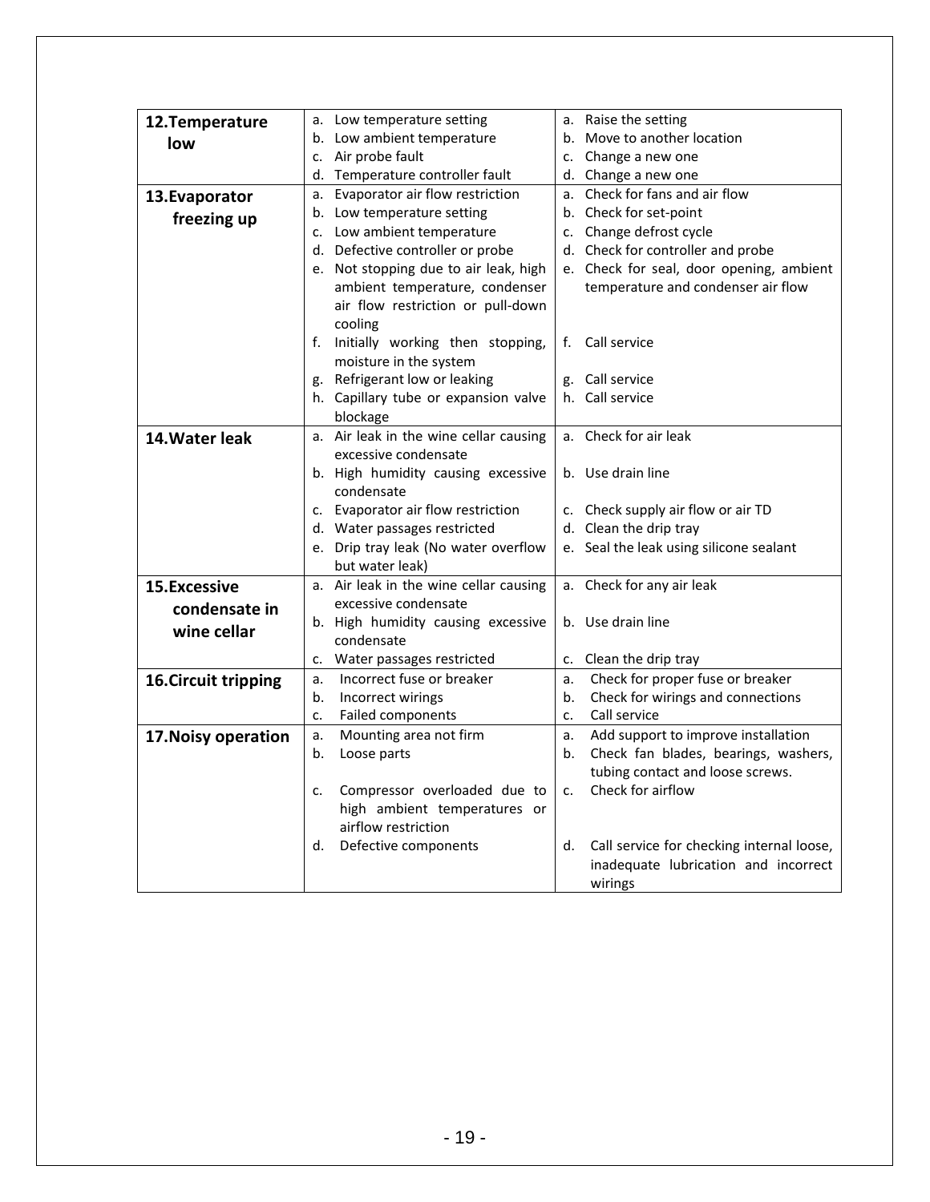| | | |
|---|---|---|
| **12.Temperature low** | a. Low temperature setting<br>b. Low ambient temperature<br>c. Air probe fault<br>d. Temperature controller fault | a. Raise the setting<br>b. Move to another location<br>c. Change a new one<br>d. Change a new one |
| **13.Evaporator freezing up** | a. Evaporator air flow restriction<br>b. Low temperature setting<br>c. Low ambient temperature<br>d. Defective controller or probe<br>e. Not stopping due to air leak, high ambient temperature, condenser air flow restriction or pull-down cooling<br>f. Initially working then stopping, moisture in the system<br>g. Refrigerant low or leaking<br>h. Capillary tube or expansion valve blockage | a. Check for fans and air flow<br>b. Check for set-point<br>c. Change defrost cycle<br>d. Check for controller and probe<br>e. Check for seal, door opening, ambient temperature and condenser air flow<br>f. Call service<br>g. Call service<br>h. Call service |
| **14.Water leak** | a. Air leak in the wine cellar causing excessive condensate<br>b. High humidity causing excessive condensate<br>c. Evaporator air flow restriction<br>d. Water passages restricted<br>e. Drip tray leak (No water overflow but water leak) | a. Check for air leak<br>b. Use drain line<br>c. Check supply air flow or air TD<br>d. Clean the drip tray<br>e. Seal the leak using silicone sealant |
| **15.Excessive condensate in wine cellar** | a. Air leak in the wine cellar causing excessive condensate<br>b. High humidity causing excessive condensate<br>c. Water passages restricted | a. Check for any air leak<br>b. Use drain line<br>c. Clean the drip tray |
| **16.Circuit tripping** | a. Incorrect fuse or breaker<br>b. Incorrect wirings<br>c. Failed components | a. Check for proper fuse or breaker<br>b. Check for wirings and connections<br>c. Call service |
| **17.Noisy operation** | a. Mounting area not firm<br>b. Loose parts<br>c. Compressor overloaded due to high ambient temperatures or airflow restriction<br>d. Defective components | a. Add support to improve installation<br>b. Check fan blades, bearings, washers, tubing contact and loose screws.<br>c. Check for airflow<br>d. Call service for checking internal loose, inadequate lubrication and incorrect wirings |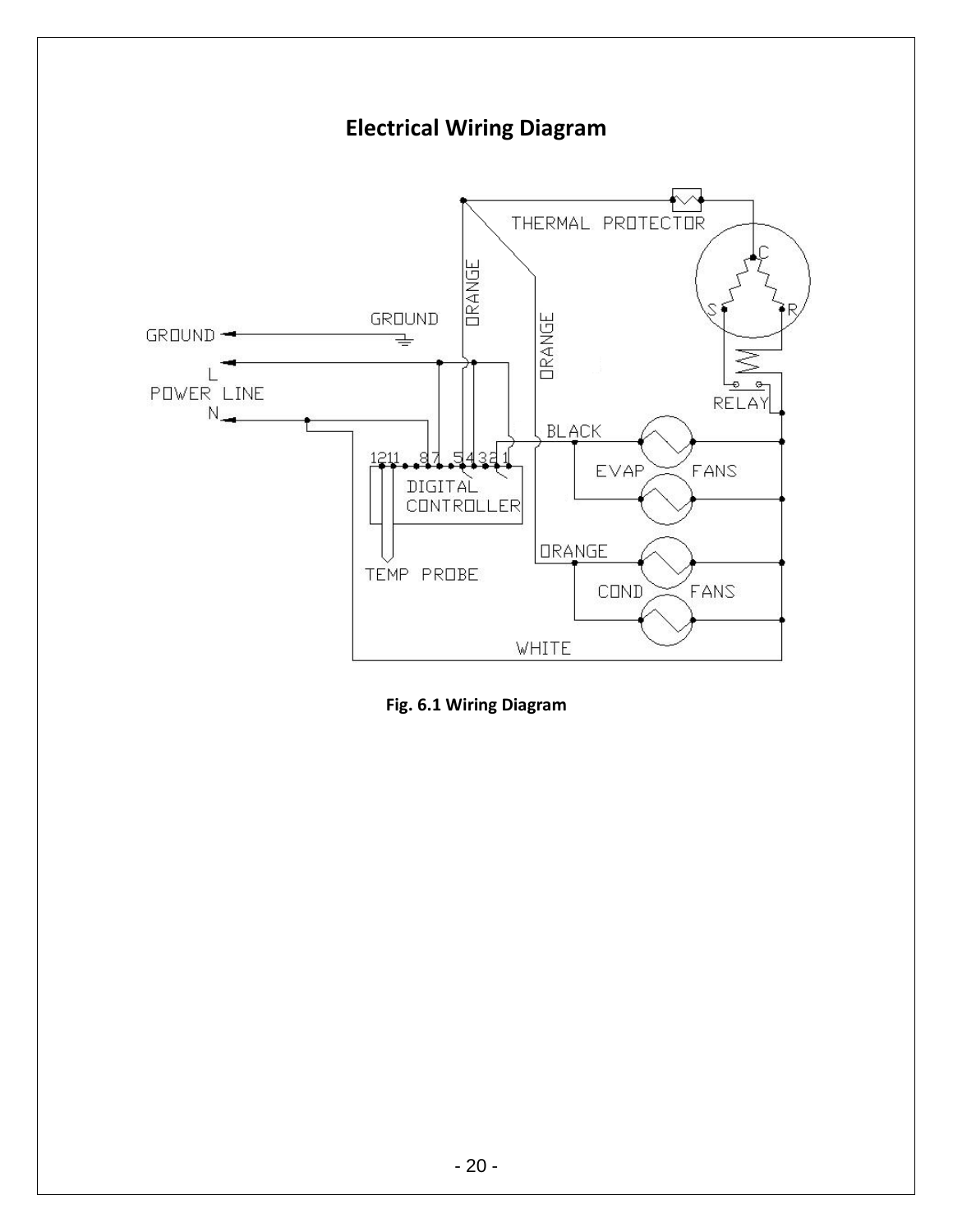## Electrical Wiring Diagram

Fig. 6.1 Wiring Diagram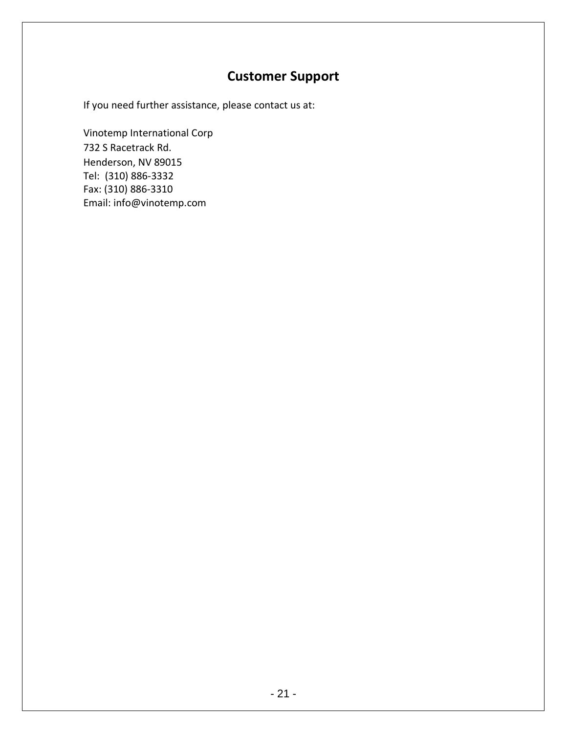# Customer Support

If you need further assistance, please contact us at:

Vinotemp International Corp
732 S Racetrack Rd.
Henderson, NV 89015
Tel: (310) 886-3332
Fax: (310) 886-3310
Email: info@vinotemp.com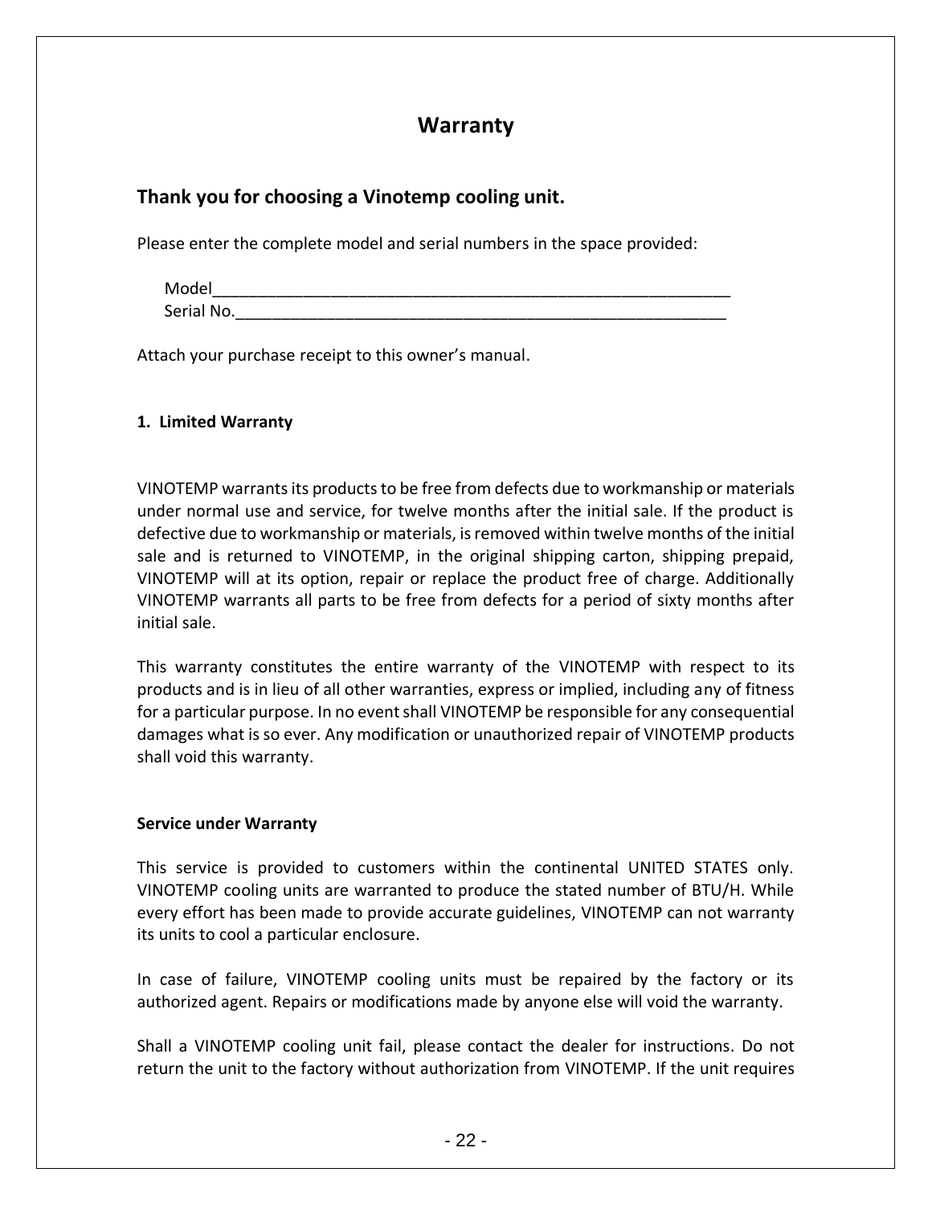# Warranty

## Thank you for choosing a Vinotemp cooling unit.

Please enter the complete model and serial numbers in the space provided:

Model___________________________________________________________
Serial No._______________________________________________________

Attach your purchase receipt to this owner's manual.

### 1. Limited Warranty

VINOTEMP warrants its products to be free from defects due to workmanship or materials under normal use and service, for twelve months after the initial sale. If the product is defective due to workmanship or materials, is removed within twelve months of the initial sale and is returned to VINOTEMP, in the original shipping carton, shipping prepaid, VINOTEMP will at its option, repair or replace the product free of charge. Additionally VINOTEMP warrants all parts to be free from defects for a period of sixty months after initial sale.

This warranty constitutes the entire warranty of the VINOTEMP with respect to its products and is in lieu of all other warranties, express or implied, including any of fitness for a particular purpose. In no event shall VINOTEMP be responsible for any consequential damages what is so ever. Any modification or unauthorized repair of VINOTEMP products shall void this warranty.

### Service under Warranty

This service is provided to customers within the continental UNITED STATES only. VINOTEMP cooling units are warranted to produce the stated number of BTU/H. While every effort has been made to provide accurate guidelines, VINOTEMP can not warranty its units to cool a particular enclosure.

In case of failure, VINOTEMP cooling units must be repaired by the factory or its authorized agent. Repairs or modifications made by anyone else will void the warranty.

Shall a VINOTEMP cooling unit fail, please contact the dealer for instructions. Do not return the unit to the factory without authorization from VINOTEMP. If the unit requires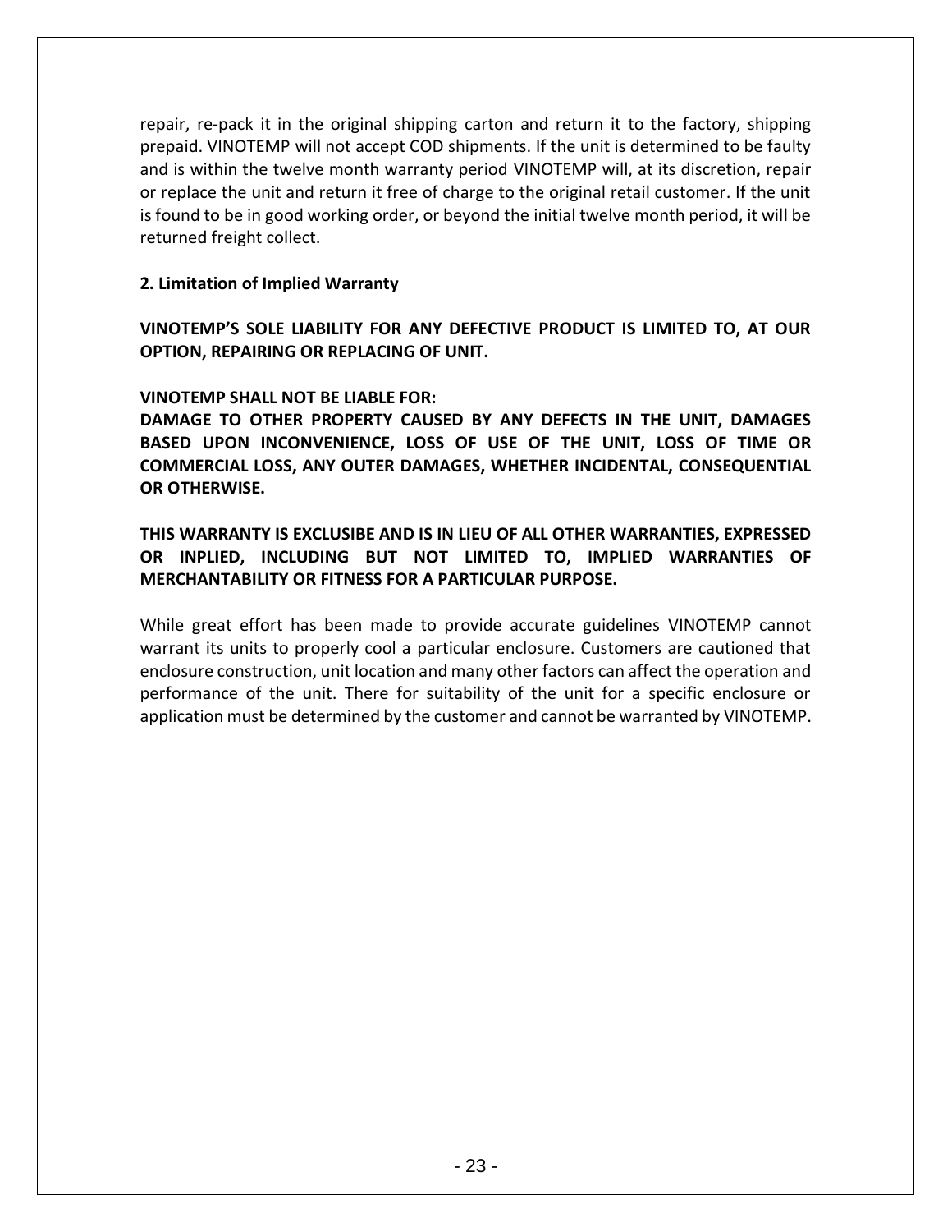repair, re-pack it in the original shipping carton and return it to the factory, shipping prepaid. VINOTEMP will not accept COD shipments. If the unit is determined to be faulty and is within the twelve month warranty period VINOTEMP will, at its discretion, repair or replace the unit and return it free of charge to the original retail customer. If the unit is found to be in good working order, or beyond the initial twelve month period, it will be returned freight collect.

**2. Limitation of Implied Warranty**

**VINOTEMP'S SOLE LIABILITY FOR ANY DEFECTIVE PRODUCT IS LIMITED TO, AT OUR OPTION, REPAIRING OR REPLACING OF UNIT.**

**VINOTEMP SHALL NOT BE LIABLE FOR:**
**DAMAGE TO OTHER PROPERTY CAUSED BY ANY DEFECTS IN THE UNIT, DAMAGES BASED UPON INCONVENIENCE, LOSS OF USE OF THE UNIT, LOSS OF TIME OR COMMERCIAL LOSS, ANY OUTER DAMAGES, WHETHER INCIDENTAL, CONSEQUENTIAL OR OTHERWISE.**

**THIS WARRANTY IS EXCLUSIBE AND IS IN LIEU OF ALL OTHER WARRANTIES, EXPRESSED OR INPLIED, INCLUDING BUT NOT LIMITED TO, IMPLIED WARRANTIES OF MERCHANTABILITY OR FITNESS FOR A PARTICULAR PURPOSE.**

While great effort has been made to provide accurate guidelines VINOTEMP cannot warrant its units to properly cool a particular enclosure. Customers are cautioned that enclosure construction, unit location and many other factors can affect the operation and performance of the unit. There for suitability of the unit for a specific enclosure or application must be determined by the customer and cannot be warranted by VINOTEMP.